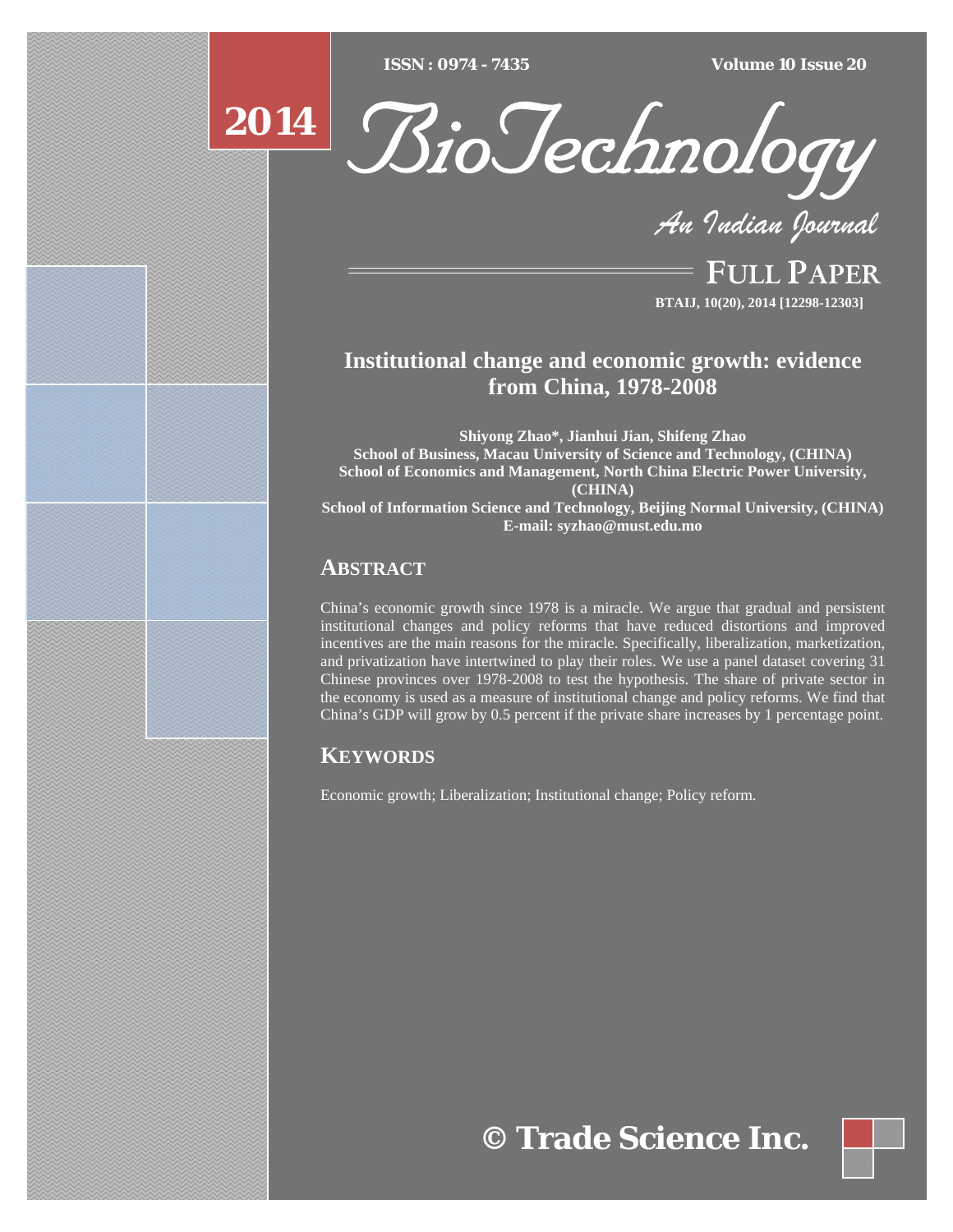# Institutional change and economic growth: evidence from China, 1978-2008

**Shiyong Zhao\*, Jianhui Jian, Shifeng Zhao**
**School of Business, Macau University of Science and Technology, (CHINA)**
**School of Economics and Management, North China Electric Power University, (CHINA)**
**School of Information Science and Technology, Beijing Normal University, (CHINA)**
**E-mail: syzhao@must.edu.mo**

## ABSTRACT

China's economic growth since 1978 is a miracle. We argue that gradual and persistent institutional changes and policy reforms that have reduced distortions and improved incentives are the main reasons for the miracle. Specifically, liberalization, marketization, and privatization have intertwined to play their roles. We use a panel dataset covering 31 Chinese provinces over 1978-2008 to test the hypothesis. The share of private sector in the economy is used as a measure of institutional change and policy reforms. We find that China's GDP will grow by 0.5 percent if the private share increases by 1 percentage point.

## KEYWORDS

Economic growth; Liberalization; Institutional change; Policy reform.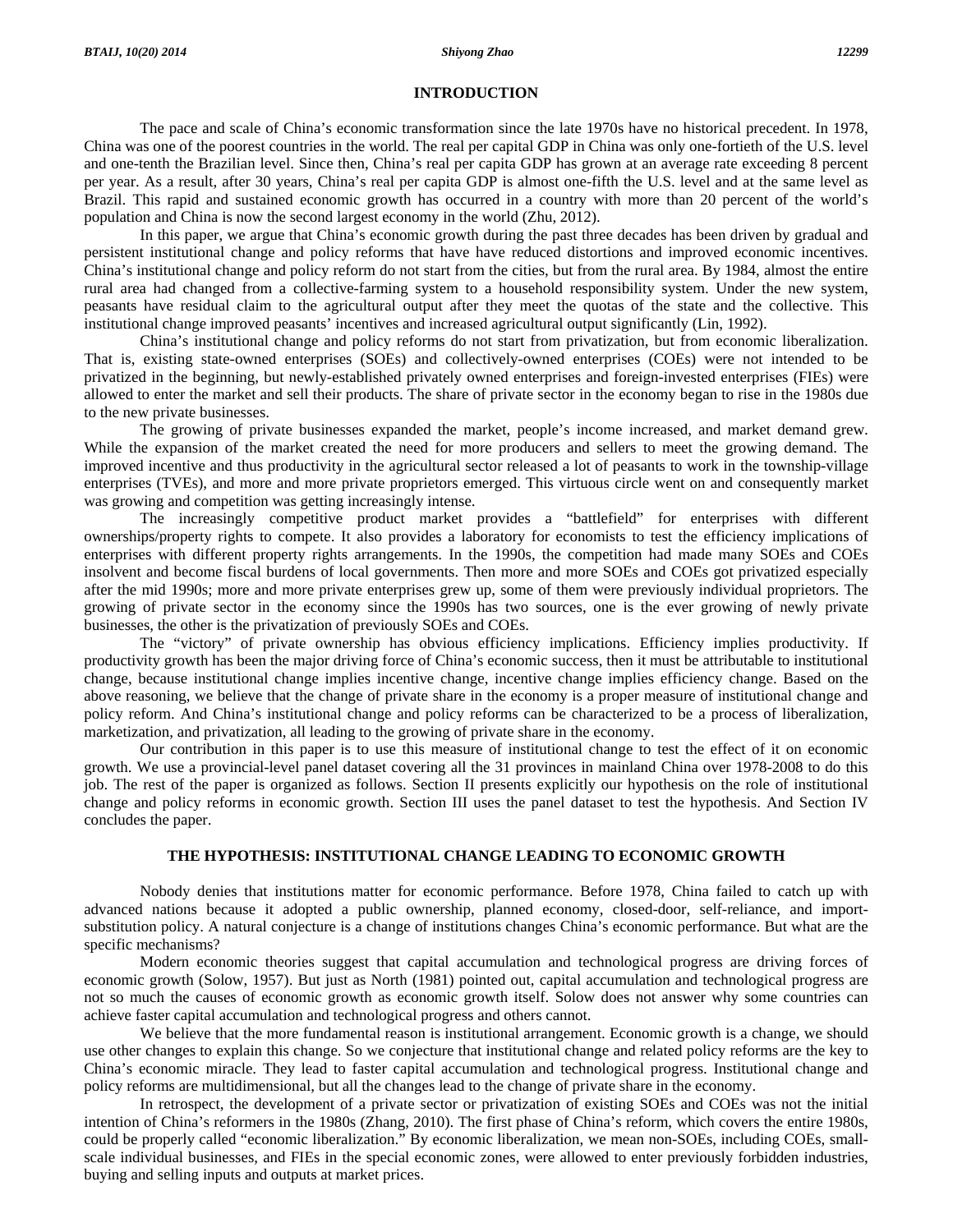## INTRODUCTION

The pace and scale of China's economic transformation since the late 1970s have no historical precedent. In 1978, China was one of the poorest countries in the world. The real per capital GDP in China was only one-fortieth of the U.S. level and one-tenth the Brazilian level. Since then, China's real per capita GDP has grown at an average rate exceeding 8 percent per year. As a result, after 30 years, China's real per capita GDP is almost one-fifth the U.S. level and at the same level as Brazil. This rapid and sustained economic growth has occurred in a country with more than 20 percent of the world's population and China is now the second largest economy in the world (Zhu, 2012).

In this paper, we argue that China's economic growth during the past three decades has been driven by gradual and persistent institutional change and policy reforms that have have reduced distortions and improved economic incentives. China's institutional change and policy reform do not start from the cities, but from the rural area. By 1984, almost the entire rural area had changed from a collective-farming system to a household responsibility system. Under the new system, peasants have residual claim to the agricultural output after they meet the quotas of the state and the collective. This institutional change improved peasants' incentives and increased agricultural output significantly (Lin, 1992).

China's institutional change and policy reforms do not start from privatization, but from economic liberalization. That is, existing state-owned enterprises (SOEs) and collectively-owned enterprises (COEs) were not intended to be privatized in the beginning, but newly-established privately owned enterprises and foreign-invested enterprises (FIEs) were allowed to enter the market and sell their products. The share of private sector in the economy began to rise in the 1980s due to the new private businesses.

The growing of private businesses expanded the market, people's income increased, and market demand grew. While the expansion of the market created the need for more producers and sellers to meet the growing demand. The improved incentive and thus productivity in the agricultural sector released a lot of peasants to work in the township-village enterprises (TVEs), and more and more private proprietors emerged. This virtuous circle went on and consequently market was growing and competition was getting increasingly intense.

The increasingly competitive product market provides a "battlefield" for enterprises with different ownerships/property rights to compete. It also provides a laboratory for economists to test the efficiency implications of enterprises with different property rights arrangements. In the 1990s, the competition had made many SOEs and COEs insolvent and become fiscal burdens of local governments. Then more and more SOEs and COEs got privatized especially after the mid 1990s; more and more private enterprises grew up, some of them were previously individual proprietors. The growing of private sector in the economy since the 1990s has two sources, one is the ever growing of newly private businesses, the other is the privatization of previously SOEs and COEs.

The "victory" of private ownership has obvious efficiency implications. Efficiency implies productivity. If productivity growth has been the major driving force of China's economic success, then it must be attributable to institutional change, because institutional change implies incentive change, incentive change implies efficiency change. Based on the above reasoning, we believe that the change of private share in the economy is a proper measure of institutional change and policy reform. And China's institutional change and policy reforms can be characterized to be a process of liberalization, marketization, and privatization, all leading to the growing of private share in the economy.

Our contribution in this paper is to use this measure of institutional change to test the effect of it on economic growth. We use a provincial-level panel dataset covering all the 31 provinces in mainland China over 1978-2008 to do this job. The rest of the paper is organized as follows. Section II presents explicitly our hypothesis on the role of institutional change and policy reforms in economic growth. Section III uses the panel dataset to test the hypothesis. And Section IV concludes the paper.

## THE HYPOTHESIS: INSTITUTIONAL CHANGE LEADING TO ECONOMIC GROWTH

Nobody denies that institutions matter for economic performance. Before 1978, China failed to catch up with advanced nations because it adopted a public ownership, planned economy, closed-door, self-reliance, and import-substitution policy. A natural conjecture is a change of institutions changes China's economic performance. But what are the specific mechanisms?

Modern economic theories suggest that capital accumulation and technological progress are driving forces of economic growth (Solow, 1957). But just as North (1981) pointed out, capital accumulation and technological progress are not so much the causes of economic growth as economic growth itself. Solow does not answer why some countries can achieve faster capital accumulation and technological progress and others cannot.

We believe that the more fundamental reason is institutional arrangement. Economic growth is a change, we should use other changes to explain this change. So we conjecture that institutional change and related policy reforms are the key to China's economic miracle. They lead to faster capital accumulation and technological progress. Institutional change and policy reforms are multidimensional, but all the changes lead to the change of private share in the economy.

In retrospect, the development of a private sector or privatization of existing SOEs and COEs was not the initial intention of China's reformers in the 1980s (Zhang, 2010). The first phase of China's reform, which covers the entire 1980s, could be properly called "economic liberalization." By economic liberalization, we mean non-SOEs, including COEs, small-scale individual businesses, and FIEs in the special economic zones, were allowed to enter previously forbidden industries, buying and selling inputs and outputs at market prices.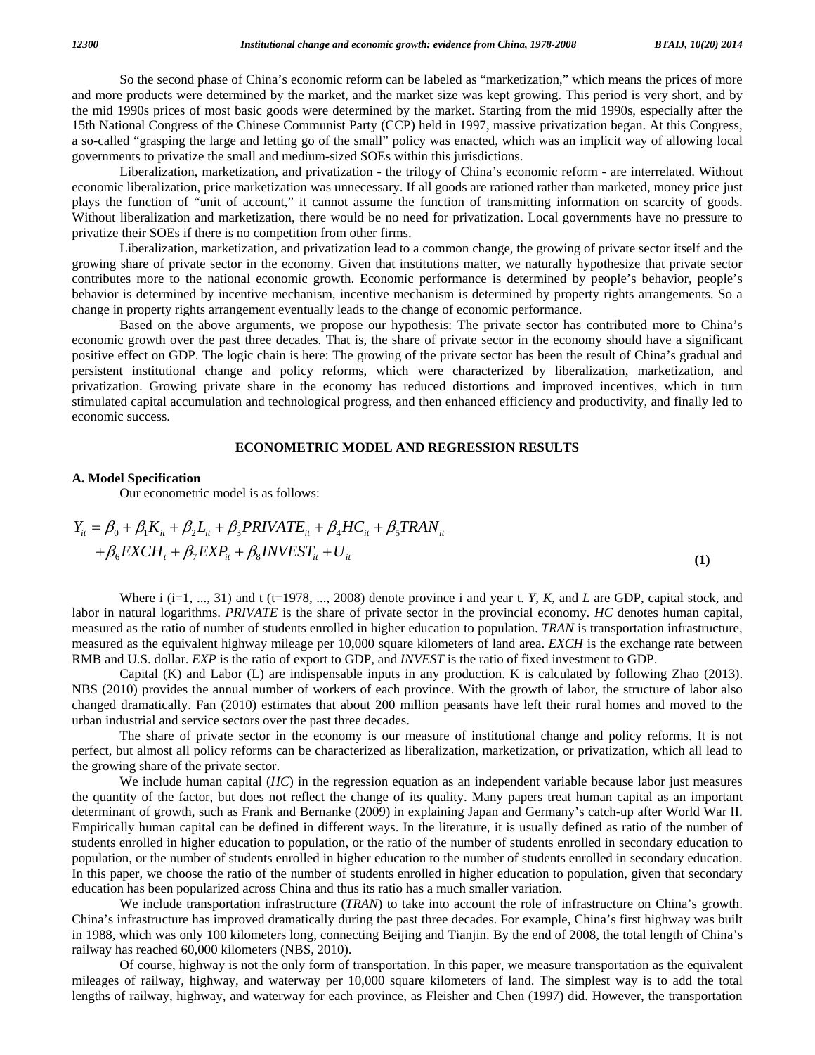So the second phase of China's economic reform can be labeled as "marketization," which means the prices of more and more products were determined by the market, and the market size was kept growing. This period is very short, and by the mid 1990s prices of most basic goods were determined by the market. Starting from the mid 1990s, especially after the 15th National Congress of the Chinese Communist Party (CCP) held in 1997, massive privatization began. At this Congress, a so-called "grasping the large and letting go of the small" policy was enacted, which was an implicit way of allowing local governments to privatize the small and medium-sized SOEs within this jurisdictions.

Liberalization, marketization, and privatization - the trilogy of China's economic reform - are interrelated. Without economic liberalization, price marketization was unnecessary. If all goods are rationed rather than marketed, money price just plays the function of "unit of account," it cannot assume the function of transmitting information on scarcity of goods. Without liberalization and marketization, there would be no need for privatization. Local governments have no pressure to privatize their SOEs if there is no competition from other firms.

Liberalization, marketization, and privatization lead to a common change, the growing of private sector itself and the growing share of private sector in the economy. Given that institutions matter, we naturally hypothesize that private sector contributes more to the national economic growth. Economic performance is determined by people's behavior, people's behavior is determined by incentive mechanism, incentive mechanism is determined by property rights arrangements. So a change in property rights arrangement eventually leads to the change of economic performance.

Based on the above arguments, we propose our hypothesis: The private sector has contributed more to China's economic growth over the past three decades. That is, the share of private sector in the economy should have a significant positive effect on GDP. The logic chain is here: The growing of the private sector has been the result of China's gradual and persistent institutional change and policy reforms, which were characterized by liberalization, marketization, and privatization. Growing private share in the economy has reduced distortions and improved incentives, which in turn stimulated capital accumulation and technological progress, and then enhanced efficiency and productivity, and finally led to economic success.

## ECONOMETRIC MODEL AND REGRESSION RESULTS

### A. Model Specification

Our econometric model is as follows:

$$Y_{it} = \beta_0 + \beta_1 K_{it} + \beta_2 L_{it} + \beta_3 PRIVATE_{it} + \beta_4 HC_{it} + \beta_5 TRAN_{it} + \beta_6 EXCH_t + \beta_7 EXP_{it} + \beta_8 INVEST_{it} + U_{it} \quad \textbf{(1)}$$

Where i (i=1, ..., 31) and t (t=1978, ..., 2008) denote province i and year t. *Y*, *K*, and *L* are GDP, capital stock, and labor in natural logarithms. *PRIVATE* is the share of private sector in the provincial economy. *HC* denotes human capital, measured as the ratio of number of students enrolled in higher education to population. *TRAN* is transportation infrastructure, measured as the equivalent highway mileage per 10,000 square kilometers of land area. *EXCH* is the exchange rate between RMB and U.S. dollar. *EXP* is the ratio of export to GDP, and *INVEST* is the ratio of fixed investment to GDP.

Capital (K) and Labor (L) are indispensable inputs in any production. K is calculated by following Zhao (2013). NBS (2010) provides the annual number of workers of each province. With the growth of labor, the structure of labor also changed dramatically. Fan (2010) estimates that about 200 million peasants have left their rural homes and moved to the urban industrial and service sectors over the past three decades.

The share of private sector in the economy is our measure of institutional change and policy reforms. It is not perfect, but almost all policy reforms can be characterized as liberalization, marketization, or privatization, which all lead to the growing share of the private sector.

We include human capital (*HC*) in the regression equation as an independent variable because labor just measures the quantity of the factor, but does not reflect the change of its quality. Many papers treat human capital as an important determinant of growth, such as Frank and Bernanke (2009) in explaining Japan and Germany's catch-up after World War II. Empirically human capital can be defined in different ways. In the literature, it is usually defined as ratio of the number of students enrolled in higher education to population, or the ratio of the number of students enrolled in secondary education to population, or the number of students enrolled in higher education to the number of students enrolled in secondary education. In this paper, we choose the ratio of the number of students enrolled in higher education to population, given that secondary education has been popularized across China and thus its ratio has a much smaller variation.

We include transportation infrastructure (*TRAN*) to take into account the role of infrastructure on China's growth. China's infrastructure has improved dramatically during the past three decades. For example, China's first highway was built in 1988, which was only 100 kilometers long, connecting Beijing and Tianjin. By the end of 2008, the total length of China's railway has reached 60,000 kilometers (NBS, 2010).

Of course, highway is not the only form of transportation. In this paper, we measure transportation as the equivalent mileages of railway, highway, and waterway per 10,000 square kilometers of land. The simplest way is to add the total lengths of railway, highway, and waterway for each province, as Fleisher and Chen (1997) did. However, the transportation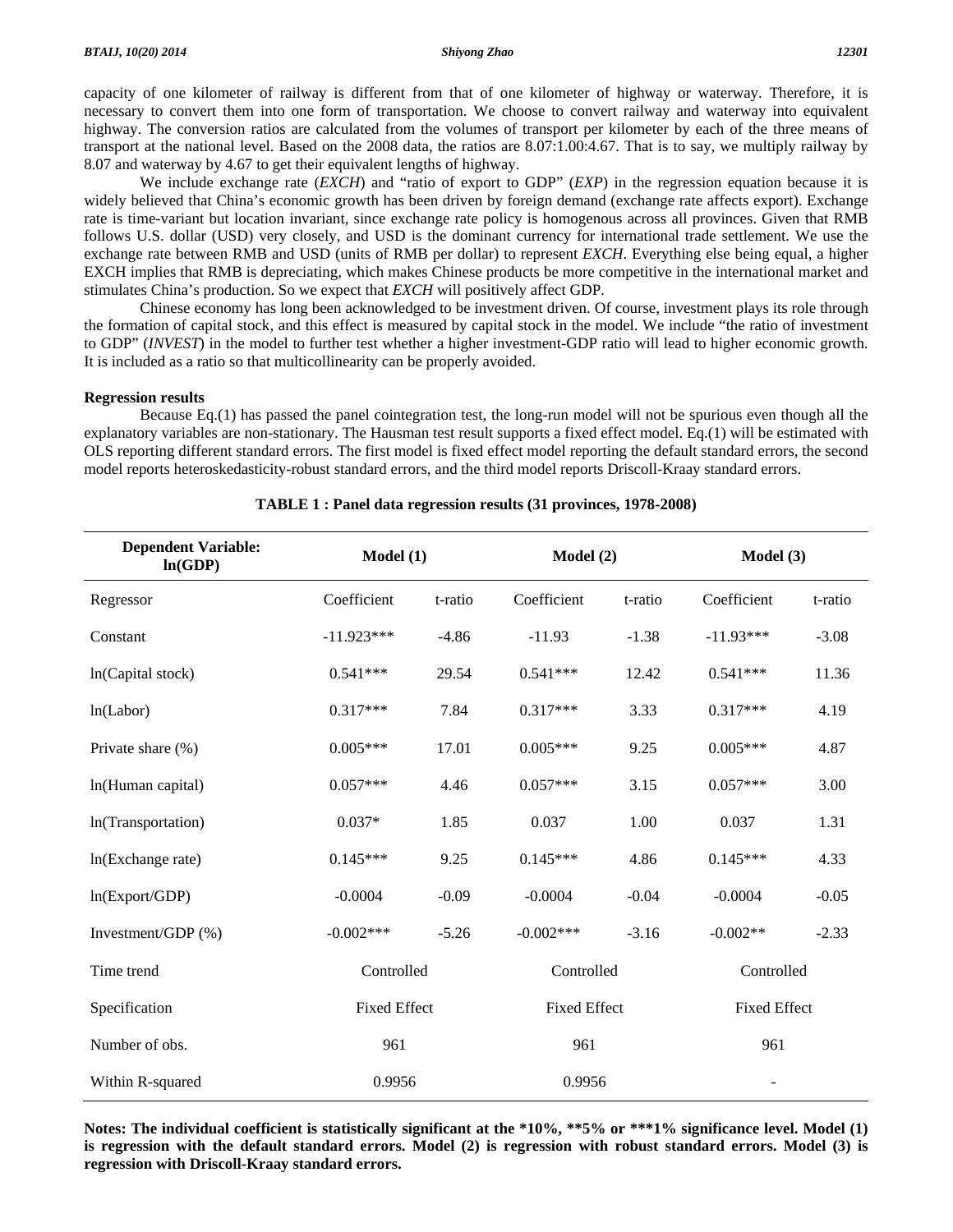capacity of one kilometer of railway is different from that of one kilometer of highway or waterway. Therefore, it is necessary to convert them into one form of transportation. We choose to convert railway and waterway into equivalent highway. The conversion ratios are calculated from the volumes of transport per kilometer by each of the three means of transport at the national level. Based on the 2008 data, the ratios are 8.07:1.00:4.67. That is to say, we multiply railway by 8.07 and waterway by 4.67 to get their equivalent lengths of highway.

We include exchange rate (*EXCH*) and "ratio of export to GDP" (*EXP*) in the regression equation because it is widely believed that China's economic growth has been driven by foreign demand (exchange rate affects export). Exchange rate is time-variant but location invariant, since exchange rate policy is homogenous across all provinces. Given that RMB follows U.S. dollar (USD) very closely, and USD is the dominant currency for international trade settlement. We use the exchange rate between RMB and USD (units of RMB per dollar) to represent *EXCH*. Everything else being equal, a higher EXCH implies that RMB is depreciating, which makes Chinese products be more competitive in the international market and stimulates China's production. So we expect that *EXCH* will positively affect GDP.

Chinese economy has long been acknowledged to be investment driven. Of course, investment plays its role through the formation of capital stock, and this effect is measured by capital stock in the model. We include "the ratio of investment to GDP" (*INVEST*) in the model to further test whether a higher investment-GDP ratio will lead to higher economic growth. It is included as a ratio so that multicollinearity can be properly avoided.

**Regression results**

Because Eq.(1) has passed the panel cointegration test, the long-run model will not be spurious even though all the explanatory variables are non-stationary. The Hausman test result supports a fixed effect model. Eq.(1) will be estimated with OLS reporting different standard errors. The first model is fixed effect model reporting the default standard errors, the second model reports heteroskedasticity-robust standard errors, and the third model reports Driscoll-Kraay standard errors.

**TABLE 1 : Panel data regression results (31 provinces, 1978-2008)**

| Dependent Variable: ln(GDP) | Model (1) | | Model (2) | | Model (3) | |
|---|---|---|---|---|---|---|
| Regressor | Coefficient | t-ratio | Coefficient | t-ratio | Coefficient | t-ratio |
| Constant | -11.923*** | -4.86 | -11.93 | -1.38 | -11.93*** | -3.08 |
| ln(Capital stock) | 0.541*** | 29.54 | 0.541*** | 12.42 | 0.541*** | 11.36 |
| ln(Labor) | 0.317*** | 7.84 | 0.317*** | 3.33 | 0.317*** | 4.19 |
| Private share (%) | 0.005*** | 17.01 | 0.005*** | 9.25 | 0.005*** | 4.87 |
| ln(Human capital) | 0.057*** | 4.46 | 0.057*** | 3.15 | 0.057*** | 3.00 |
| ln(Transportation) | 0.037* | 1.85 | 0.037 | 1.00 | 0.037 | 1.31 |
| ln(Exchange rate) | 0.145*** | 9.25 | 0.145*** | 4.86 | 0.145*** | 4.33 |
| ln(Export/GDP) | -0.0004 | -0.09 | -0.0004 | -0.04 | -0.0004 | -0.05 |
| Investment/GDP (%) | -0.002*** | -5.26 | -0.002*** | -3.16 | -0.002** | -2.33 |
| Time trend | Controlled | | Controlled | | Controlled | |
| Specification | Fixed Effect | | Fixed Effect | | Fixed Effect | |
| Number of obs. | 961 | | 961 | | 961 | |
| Within R-squared | 0.9956 | | 0.9956 | | - | |

**Notes: The individual coefficient is statistically significant at the \*10%, \*\*5% or \*\*\*1% significance level. Model (1) is regression with the default standard errors. Model (2) is regression with robust standard errors. Model (3) is regression with Driscoll-Kraay standard errors.**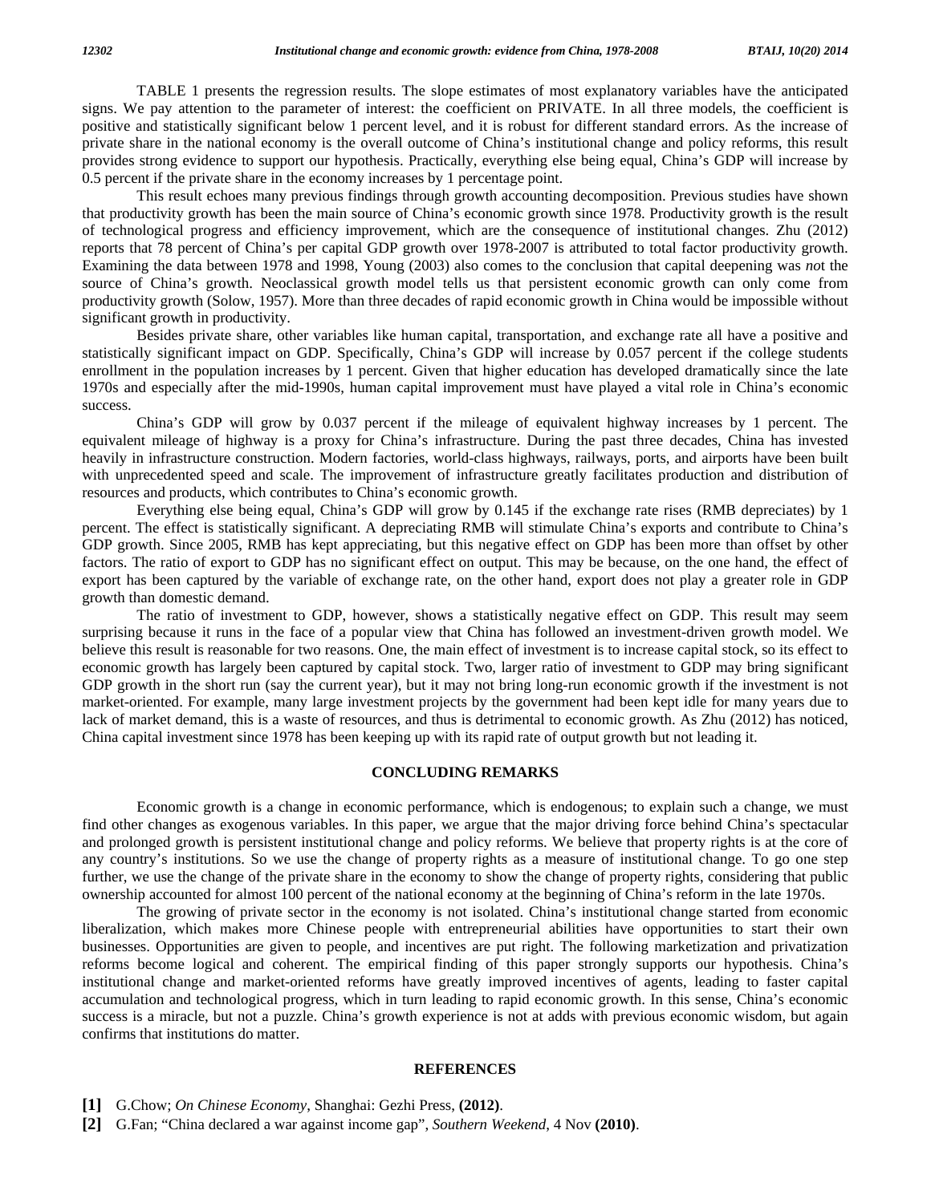TABLE 1 presents the regression results. The slope estimates of most explanatory variables have the anticipated signs. We pay attention to the parameter of interest: the coefficient on PRIVATE. In all three models, the coefficient is positive and statistically significant below 1 percent level, and it is robust for different standard errors. As the increase of private share in the national economy is the overall outcome of China's institutional change and policy reforms, this result provides strong evidence to support our hypothesis. Practically, everything else being equal, China's GDP will increase by 0.5 percent if the private share in the economy increases by 1 percentage point.

This result echoes many previous findings through growth accounting decomposition. Previous studies have shown that productivity growth has been the main source of China's economic growth since 1978. Productivity growth is the result of technological progress and efficiency improvement, which are the consequence of institutional changes. Zhu (2012) reports that 78 percent of China's per capital GDP growth over 1978-2007 is attributed to total factor productivity growth. Examining the data between 1978 and 1998, Young (2003) also comes to the conclusion that capital deepening was *no*t the source of China's growth. Neoclassical growth model tells us that persistent economic growth can only come from productivity growth (Solow, 1957). More than three decades of rapid economic growth in China would be impossible without significant growth in productivity.

Besides private share, other variables like human capital, transportation, and exchange rate all have a positive and statistically significant impact on GDP. Specifically, China's GDP will increase by 0.057 percent if the college students enrollment in the population increases by 1 percent. Given that higher education has developed dramatically since the late 1970s and especially after the mid-1990s, human capital improvement must have played a vital role in China's economic success.

China's GDP will grow by 0.037 percent if the mileage of equivalent highway increases by 1 percent. The equivalent mileage of highway is a proxy for China's infrastructure. During the past three decades, China has invested heavily in infrastructure construction. Modern factories, world-class highways, railways, ports, and airports have been built with unprecedented speed and scale. The improvement of infrastructure greatly facilitates production and distribution of resources and products, which contributes to China's economic growth.

Everything else being equal, China's GDP will grow by 0.145 if the exchange rate rises (RMB depreciates) by 1 percent. The effect is statistically significant. A depreciating RMB will stimulate China's exports and contribute to China's GDP growth. Since 2005, RMB has kept appreciating, but this negative effect on GDP has been more than offset by other factors. The ratio of export to GDP has no significant effect on output. This may be because, on the one hand, the effect of export has been captured by the variable of exchange rate, on the other hand, export does not play a greater role in GDP growth than domestic demand.

The ratio of investment to GDP, however, shows a statistically negative effect on GDP. This result may seem surprising because it runs in the face of a popular view that China has followed an investment-driven growth model. We believe this result is reasonable for two reasons. One, the main effect of investment is to increase capital stock, so its effect to economic growth has largely been captured by capital stock. Two, larger ratio of investment to GDP may bring significant GDP growth in the short run (say the current year), but it may not bring long-run economic growth if the investment is not market-oriented. For example, many large investment projects by the government had been kept idle for many years due to lack of market demand, this is a waste of resources, and thus is detrimental to economic growth. As Zhu (2012) has noticed, China capital investment since 1978 has been keeping up with its rapid rate of output growth but not leading it.

## CONCLUDING REMARKS

Economic growth is a change in economic performance, which is endogenous; to explain such a change, we must find other changes as exogenous variables. In this paper, we argue that the major driving force behind China's spectacular and prolonged growth is persistent institutional change and policy reforms. We believe that property rights is at the core of any country's institutions. So we use the change of property rights as a measure of institutional change. To go one step further, we use the change of the private share in the economy to show the change of property rights, considering that public ownership accounted for almost 100 percent of the national economy at the beginning of China's reform in the late 1970s.

The growing of private sector in the economy is not isolated. China's institutional change started from economic liberalization, which makes more Chinese people with entrepreneurial abilities have opportunities to start their own businesses. Opportunities are given to people, and incentives are put right. The following marketization and privatization reforms become logical and coherent. The empirical finding of this paper strongly supports our hypothesis. China's institutional change and market-oriented reforms have greatly improved incentives of agents, leading to faster capital accumulation and technological progress, which in turn leading to rapid economic growth. In this sense, China's economic success is a miracle, but not a puzzle. China's growth experience is not at adds with previous economic wisdom, but again confirms that institutions do matter.

## REFERENCES

**[1]** G.Chow; *On Chinese Economy*, Shanghai: Gezhi Press, **(2012)**.

**[2]** G.Fan; "China declared a war against income gap", *Southern Weekend*, 4 Nov **(2010)**.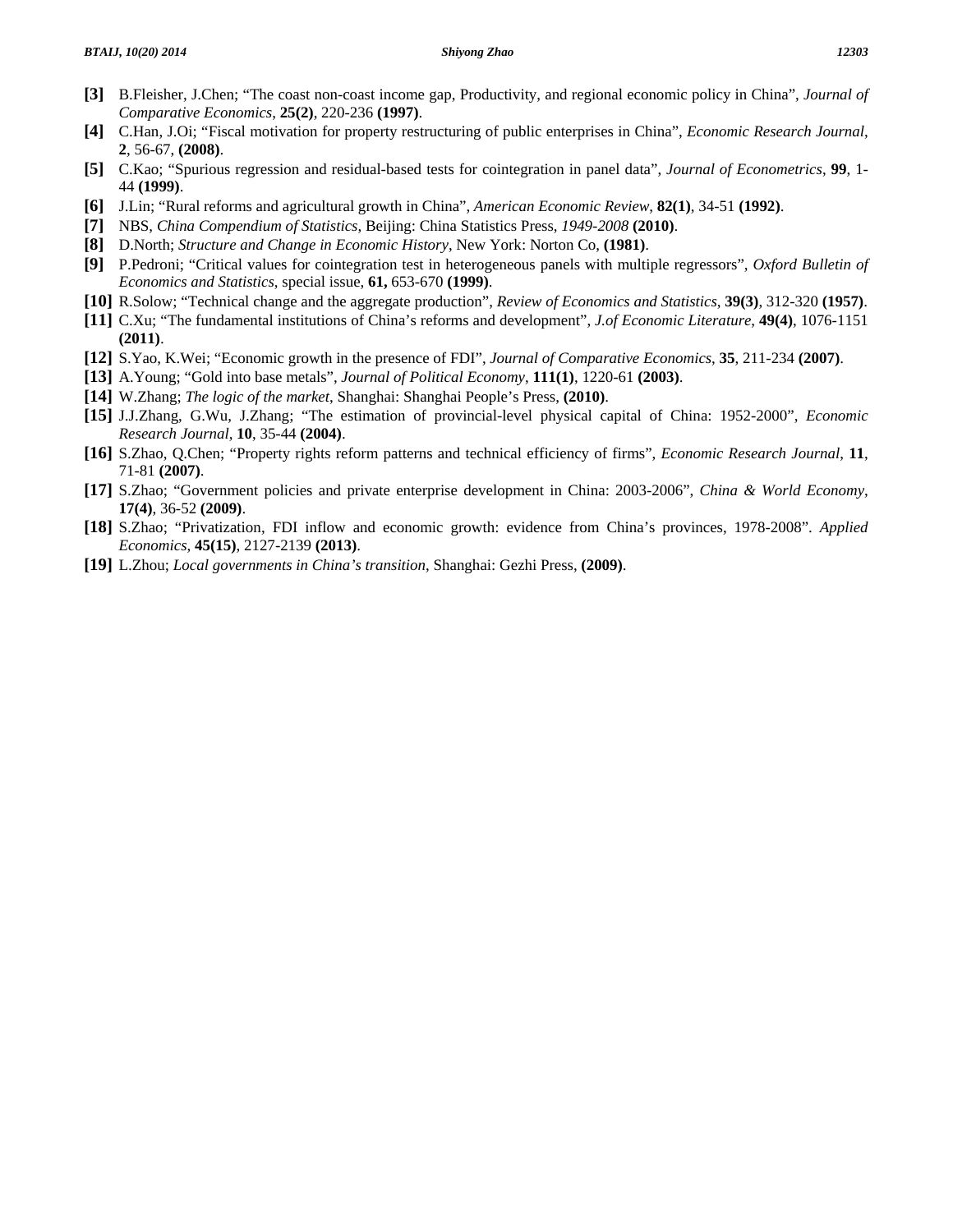**[3]** B.Fleisher, J.Chen; "The coast non-coast income gap, Productivity, and regional economic policy in China", *Journal of Comparative Economics*, **25(2)**, 220-236 **(1997)**.

**[4]** C.Han, J.Oi; "Fiscal motivation for property restructuring of public enterprises in China", *Economic Research Journal*, **2**, 56-67, **(2008)**.

**[5]** C.Kao; "Spurious regression and residual-based tests for cointegration in panel data", *Journal of Econometrics*, **99**, 1-44 **(1999)**.

**[6]** J.Lin; "Rural reforms and agricultural growth in China", *American Economic Review*, **82(1)**, 34-51 **(1992)**.

**[7]** NBS, *China Compendium of Statistics*, Beijing: China Statistics Press, *1949-2008* **(2010)**.

**[8]** D.North; *Structure and Change in Economic History*, New York: Norton Co, **(1981)**.

**[9]** P.Pedroni; "Critical values for cointegration test in heterogeneous panels with multiple regressors", *Oxford Bulletin of Economics and Statistics*, special issue, **61,** 653-670 **(1999)**.

**[10]** R.Solow; "Technical change and the aggregate production", *Review of Economics and Statistics*, **39(3)**, 312-320 **(1957)**.

**[11]** C.Xu; "The fundamental institutions of China's reforms and development", *J.of Economic Literature*, **49(4)**, 1076-1151 **(2011)**.

**[12]** S.Yao, K.Wei; "Economic growth in the presence of FDI", *Journal of Comparative Economics*, **35**, 211-234 **(2007)**.

**[13]** A.Young; "Gold into base metals", *Journal of Political Economy*, **111(1)**, 1220-61 **(2003)**.

**[14]** W.Zhang; *The logic of the market*, Shanghai: Shanghai People's Press, **(2010)**.

**[15]** J.J.Zhang, G.Wu, J.Zhang; "The estimation of provincial-level physical capital of China: 1952-2000", *Economic Research Journal*, **10**, 35-44 **(2004)**.

**[16]** S.Zhao, Q.Chen; "Property rights reform patterns and technical efficiency of firms", *Economic Research Journal*, **11**, 71-81 **(2007)**.

**[17]** S.Zhao; "Government policies and private enterprise development in China: 2003-2006", *China & World Economy*, **17(4)**, 36-52 **(2009)**.

**[18]** S.Zhao; "Privatization, FDI inflow and economic growth: evidence from China's provinces, 1978-2008". *Applied Economics*, **45(15)**, 2127-2139 **(2013)**.

**[19]** L.Zhou; *Local governments in China's transition*, Shanghai: Gezhi Press, **(2009)**.